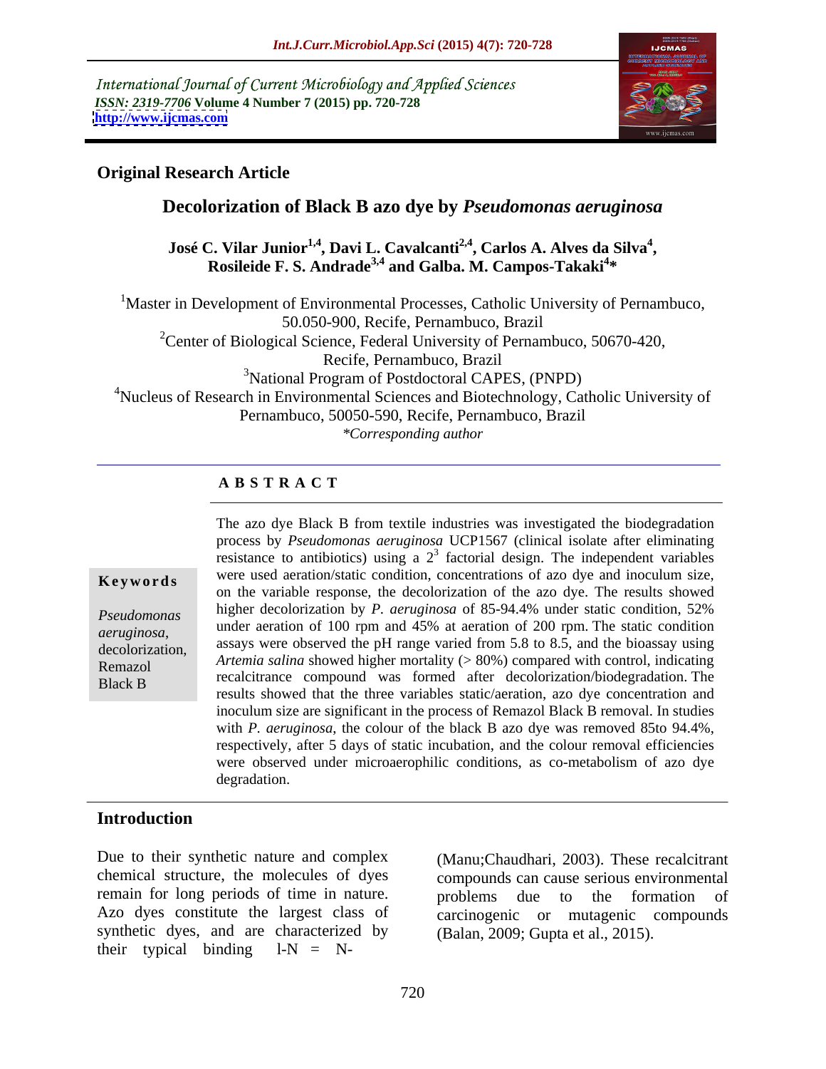International Journal of Current Microbiology and Applied Sciences
*ISSN: 2319-7706* Volume 4 Number 7 (2015) pp. 720-728
http://www.ijcmas.com

**Original Research Article**

# Decolorization of Black B azo dye by *Pseudomonas aeruginosa*

**José C. Vilar Junior[1,4], Davi L. Cavalcanti[2,4], Carlos A. Alves da Silva[4], Rosileide F. S. Andrade[3,4] and Galba. M. Campos-Takaki[4]\***

[1]Master in Development of Environmental Processes, Catholic University of Pernambuco, 50.050-900, Recife, Pernambuco, Brazil
[2]Center of Biological Science, Federal University of Pernambuco, 50670-420, Recife, Pernambuco, Brazil
[3]National Program of Postdoctoral CAPES, (PNPD)
[4]Nucleus of Research in Environmental Sciences and Biotechnology, Catholic University of Pernambuco, 50050-590, Recife, Pernambuco, Brazil
*\*Corresponding author*

## A B S T R A C T

**Keywords**

*Pseudomonas aeruginosa*, decolorization, Remazol Black B

The azo dye Black B from textile industries was investigated the biodegradation process by *Pseudomonas aeruginosa* UCP1567 (clinical isolate after eliminating resistance to antibiotics) using a $2^3$ factorial design. The independent variables were used aeration/static condition, concentrations of azo dye and inoculum size, on the variable response, the decolorization of the azo dye. The results showed higher decolorization by *P. aeruginosa* of 85-94.4% under static condition, 52% under aeration of 100 rpm and 45% at aeration of 200 rpm. The static condition assays were observed the pH range varied from 5.8 to 8.5, and the bioassay using *Artemia salina* showed higher mortality (> 80%) compared with control, indicating recalcitrance compound was formed after decolorization/biodegradation. The results showed that the three variables static/aeration, azo dye concentration and inoculum size are significant in the process of Remazol Black B removal. In studies with *P. aeruginosa*, the colour of the black B azo dye was removed 85to 94.4%, respectively, after 5 days of static incubation, and the colour removal efficiencies were observed under microaerophilic conditions, as co-metabolism of azo dye degradation.

## Introduction

Due to their synthetic nature and complex chemical structure, the molecules of dyes remain for long periods of time in nature. Azo dyes constitute the largest class of synthetic dyes, and are characterized by their typical binding l-N = N- (Manu;Chaudhari, 2003). These recalcitrant compounds can cause serious environmental problems due to the formation of carcinogenic or mutagenic compounds (Balan, 2009; Gupta et al., 2015).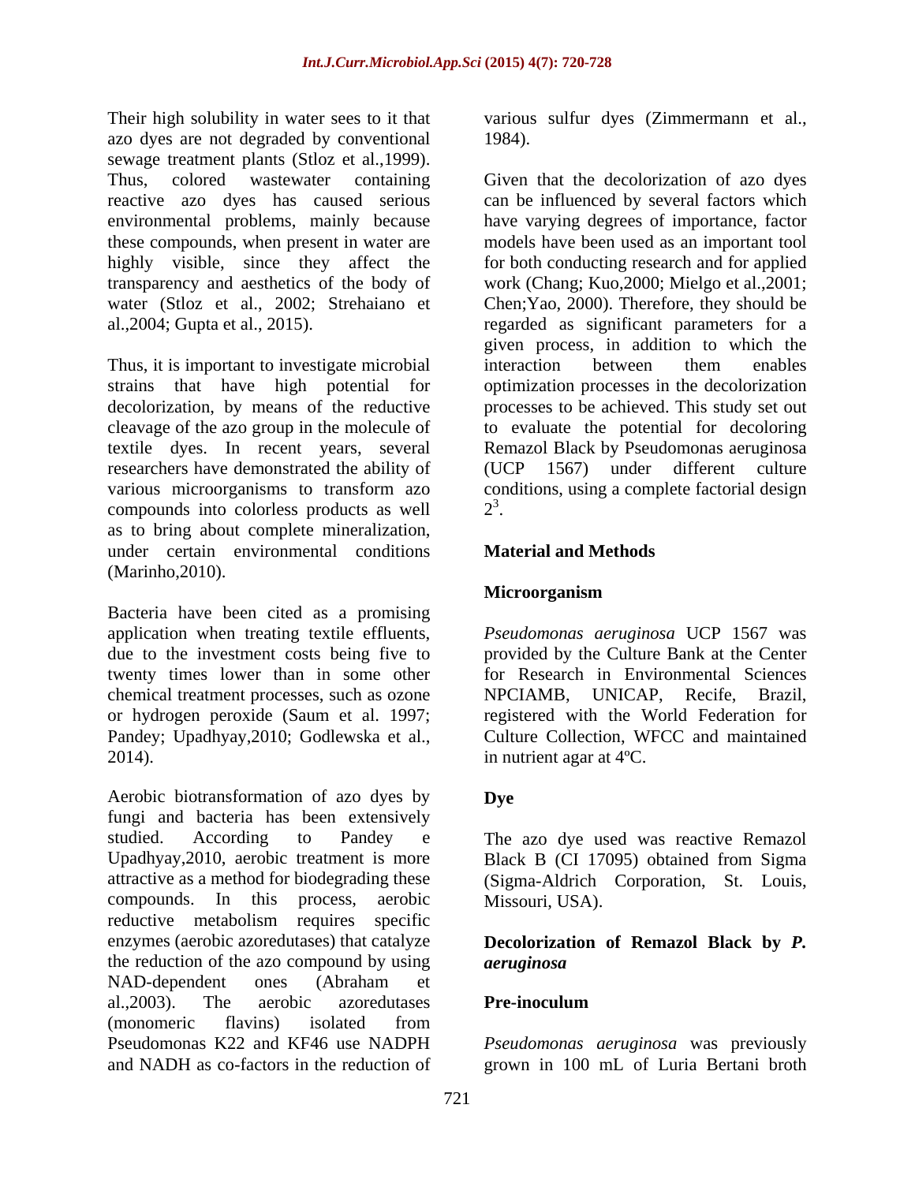Their high solubility in water sees to it that azo dyes are not degraded by conventional sewage treatment plants (Stloz et al.,1999). Thus, colored wastewater containing reactive azo dyes has caused serious environmental problems, mainly because these compounds, when present in water are highly visible, since they affect the transparency and aesthetics of the body of water (Stloz et al., 2002; Strehaiano et al.,2004; Gupta et al., 2015).

Thus, it is important to investigate microbial strains that have high potential for decolorization, by means of the reductive cleavage of the azo group in the molecule of textile dyes. In recent years, several researchers have demonstrated the ability of various microorganisms to transform azo compounds into colorless products as well as to bring about complete mineralization, under certain environmental conditions (Marinho,2010).

Bacteria have been cited as a promising application when treating textile effluents, due to the investment costs being five to twenty times lower than in some other chemical treatment processes, such as ozone or hydrogen peroxide (Saum et al. 1997; Pandey; Upadhyay,2010; Godlewska et al., 2014).

Aerobic biotransformation of azo dyes by fungi and bacteria has been extensively studied. According to Pandey e Upadhyay,2010, aerobic treatment is more attractive as a method for biodegrading these compounds. In this process, aerobic reductive metabolism requires specific enzymes (aerobic azoredutases) that catalyze the reduction of the azo compound by using NAD-dependent ones (Abraham et al.,2003). The aerobic azoredutases (monomeric flavins) isolated from Pseudomonas K22 and KF46 use NADPH and NADH as co-factors in the reduction of various sulfur dyes (Zimmermann et al., 1984).

Given that the decolorization of azo dyes can be influenced by several factors which have varying degrees of importance, factor models have been used as an important tool for both conducting research and for applied work (Chang; Kuo,2000; Mielgo et al.,2001; Chen;Yao, 2000). Therefore, they should be regarded as significant parameters for a given process, in addition to which the interaction between them enables optimization processes in the decolorization processes to be achieved. This study set out to evaluate the potential for decoloring Remazol Black by Pseudomonas aeruginosa (UCP 1567) under different culture conditions, using a complete factorial design $2^3$.

## Material and Methods

### Microorganism

*Pseudomonas aeruginosa* UCP 1567 was provided by the Culture Bank at the Center for Research in Environmental Sciences NPCIAMB, UNICAP, Recife, Brazil, registered with the World Federation for Culture Collection, WFCC and maintained in nutrient agar at 4ºC.

### Dye

The azo dye used was reactive Remazol Black B (CI 17095) obtained from Sigma (Sigma-Aldrich Corporation, St. Louis, Missouri, USA).

### Decolorization of Remazol Black by *P. aeruginosa*

#### Pre-inoculum

*Pseudomonas aeruginosa* was previously grown in 100 mL of Luria Bertani broth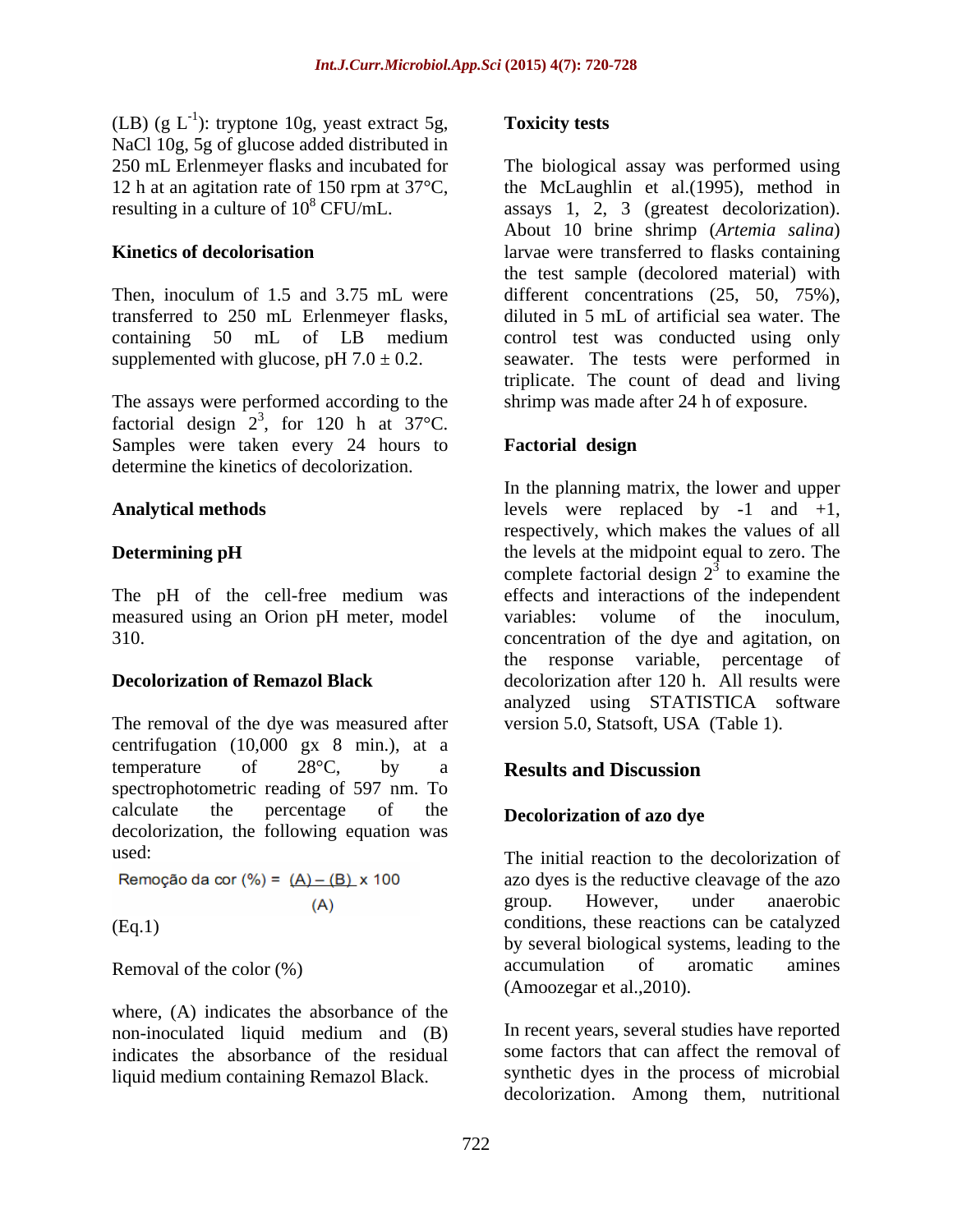(LB) (g $L^{-1}$): tryptone 10g, yeast extract 5g, NaCl 10g, 5g of glucose added distributed in 250 mL Erlenmeyer flasks and incubated for 12 h at an agitation rate of 150 rpm at 37°C, resulting in a culture of $10^8$ CFU/mL.

### Kinetics of decolorisation

Then, inoculum of 1.5 and 3.75 mL were transferred to 250 mL Erlenmeyer flasks, containing 50 mL of LB medium supplemented with glucose, pH 7.0 ± 0.2.

The assays were performed according to the factorial design $2^3$, for 120 h at 37°C. Samples were taken every 24 hours to determine the kinetics of decolorization.

### Analytical methods

### Determining pH

The pH of the cell-free medium was measured using an Orion pH meter, model 310.

### Decolorization of Remazol Black

The removal of the dye was measured after centrifugation (10,000 gx 8 min.), at a temperature of 28°C, by a spectrophotometric reading of 597 nm. To calculate the percentage of the decolorization, the following equation was used:

$$\text{Remoção da cor (\%)} = \frac{(A) - (B)}{(A)} \times 100$$

(Eq.1)

Removal of the color (%)

where, (A) indicates the absorbance of the non-inoculated liquid medium and (B) indicates the absorbance of the residual liquid medium containing Remazol Black.

### Toxicity tests

The biological assay was performed using the McLaughlin et al.(1995), method in assays 1, 2, 3 (greatest decolorization). About 10 brine shrimp (*Artemia salina*) larvae were transferred to flasks containing the test sample (decolored material) with different concentrations (25, 50, 75%), diluted in 5 mL of artificial sea water. The control test was conducted using only seawater. The tests were performed in triplicate. The count of dead and living shrimp was made after 24 h of exposure.

### Factorial design

In the planning matrix, the lower and upper levels were replaced by -1 and +1, respectively, which makes the values of all the levels at the midpoint equal to zero. The complete factorial design $2^3$ to examine the effects and interactions of the independent variables: volume of the inoculum, concentration of the dye and agitation, on the response variable, percentage of decolorization after 120 h. All results were analyzed using STATISTICA software version 5.0, Statsoft, USA (Table 1).

## Results and Discussion

### Decolorization of azo dye

The initial reaction to the decolorization of azo dyes is the reductive cleavage of the azo group. However, under anaerobic conditions, these reactions can be catalyzed by several biological systems, leading to the accumulation of aromatic amines (Amoozegar et al.,2010).

In recent years, several studies have reported some factors that can affect the removal of synthetic dyes in the process of microbial decolorization. Among them, nutritional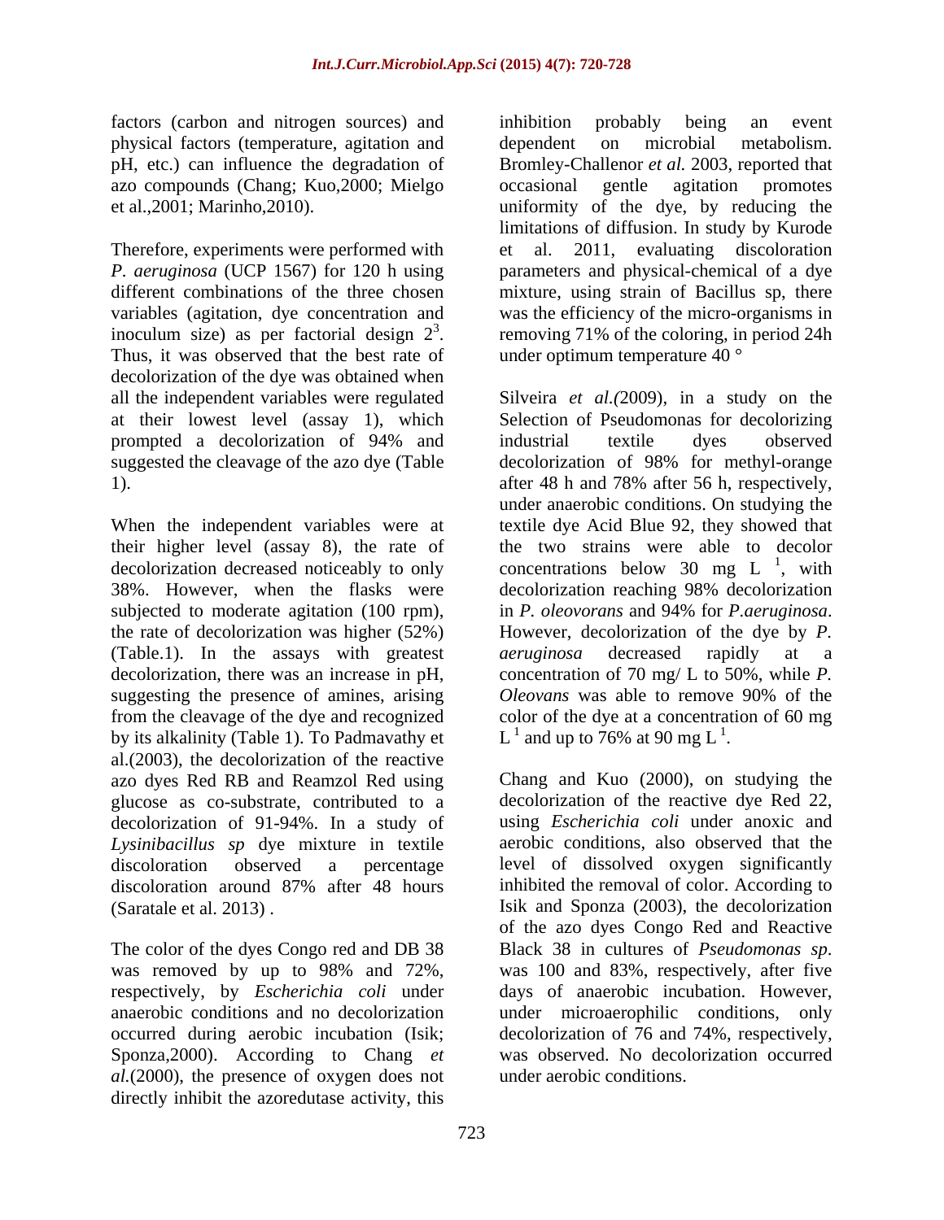factors (carbon and nitrogen sources) and physical factors (temperature, agitation and pH, etc.) can influence the degradation of azo compounds (Chang; Kuo,2000; Mielgo et al.,2001; Marinho,2010).

Therefore, experiments were performed with *P. aeruginosa* (UCP 1567) for 120 h using different combinations of the three chosen variables (agitation, dye concentration and inoculum size) as per factorial design $2^3$. Thus, it was observed that the best rate of decolorization of the dye was obtained when all the independent variables were regulated at their lowest level (assay 1), which prompted a decolorization of 94% and suggested the cleavage of the azo dye (Table 1).

When the independent variables were at their higher level (assay 8), the rate of decolorization decreased noticeably to only 38%. However, when the flasks were subjected to moderate agitation (100 rpm), the rate of decolorization was higher (52%) (Table.1). In the assays with greatest decolorization, there was an increase in pH, suggesting the presence of amines, arising from the cleavage of the dye and recognized by its alkalinity (Table 1). To Padmavathy et al.(2003), the decolorization of the reactive azo dyes Red RB and Reamzol Red using glucose as co-substrate, contributed to a decolorization of 91-94%. In a study of *Lysinibacillus sp* dye mixture in textile discoloration observed a percentage discoloration around 87% after 48 hours (Saratale et al. 2013) .

The color of the dyes Congo red and DB 38 was removed by up to 98% and 72%, respectively, by *Escherichia coli* under anaerobic conditions and no decolorization occurred during aerobic incubation (Isik; Sponza,2000). According to Chang *et al.*(2000), the presence of oxygen does not directly inhibit the azoredutase activity, this inhibition probably being an event dependent on microbial metabolism. Bromley-Challenor *et al.* 2003, reported that occasional gentle agitation promotes uniformity of the dye, by reducing the limitations of diffusion. In study by Kurode et al. 2011, evaluating discoloration parameters and physical-chemical of a dye mixture, using strain of Bacillus sp, there was the efficiency of the micro-organisms in removing 71% of the coloring, in period 24h under optimum temperature 40 °

Silveira *et al.(*2009), in a study on the Selection of Pseudomonas for decolorizing industrial textile dyes observed decolorization of 98% for methyl-orange after 48 h and 78% after 56 h, respectively, under anaerobic conditions. On studying the textile dye Acid Blue 92, they showed that the two strains were able to decolor concentrations below 30 mg $L^{1}$, with decolorization reaching 98% decolorization in *P. oleovorans* and 94% for *P.aeruginosa*. However, decolorization of the dye by *P. aeruginosa* decreased rapidly at a concentration of 70 mg/ L to 50%, while *P. Oleovans* was able to remove 90% of the color of the dye at a concentration of 60 mg $L^{1}$ and up to 76% at 90 mg $L^{1}$.

Chang and Kuo (2000), on studying the decolorization of the reactive dye Red 22, using *Escherichia coli* under anoxic and aerobic conditions, also observed that the level of dissolved oxygen significantly inhibited the removal of color. According to Isik and Sponza (2003), the decolorization of the azo dyes Congo Red and Reactive Black 38 in cultures of *Pseudomonas sp*. was 100 and 83%, respectively, after five days of anaerobic incubation. However, under microaerophilic conditions, only decolorization of 76 and 74%, respectively, was observed. No decolorization occurred under aerobic conditions.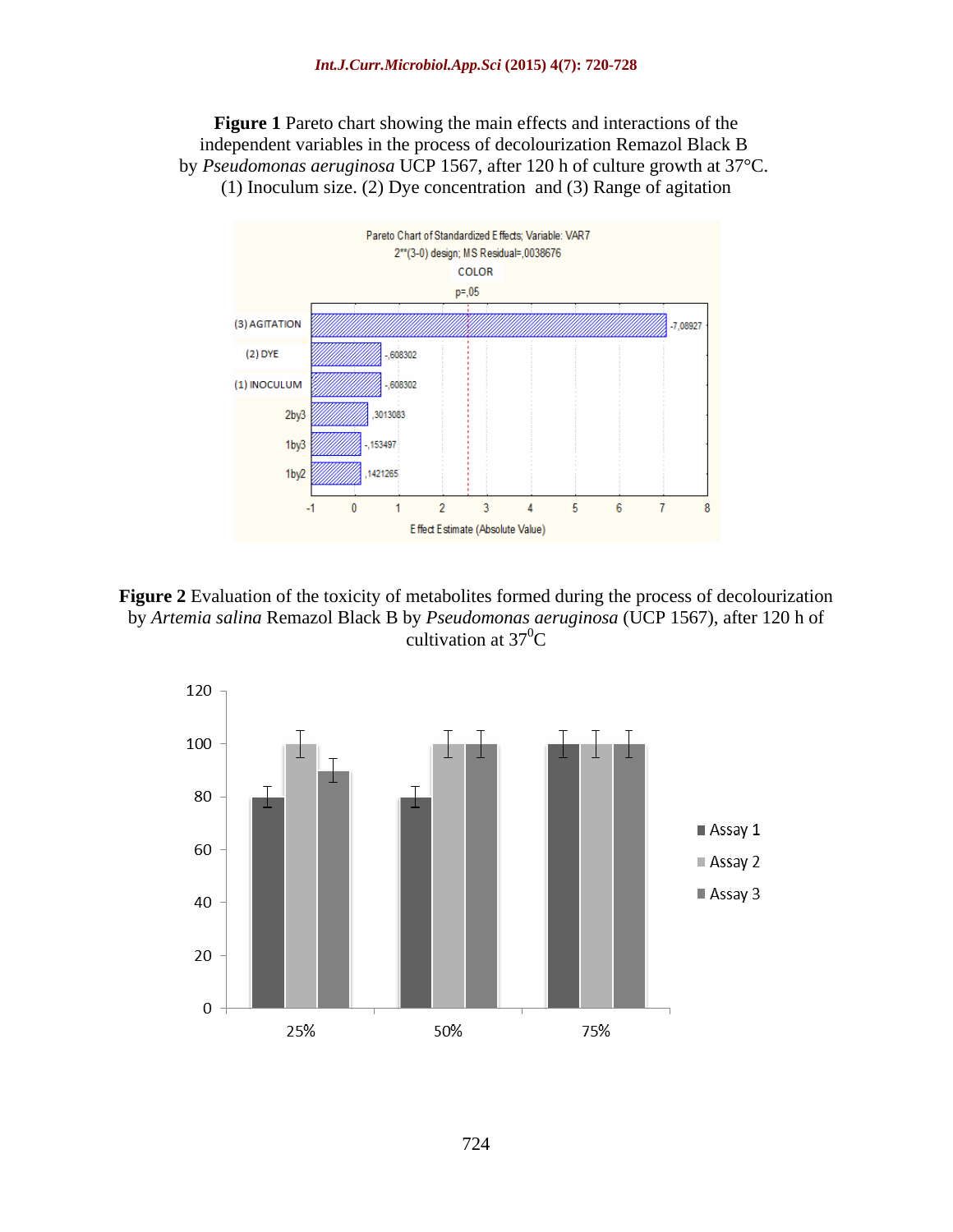**Figure 1** Pareto chart showing the main effects and interactions of the independent variables in the process of decolourization Remazol Black B by *Pseudomonas aeruginosa* UCP 1567, after 120 h of culture growth at 37°C. (1) Inoculum size. (2) Dye concentration and (3) Range of agitation

**Figure 2** Evaluation of the toxicity of metabolites formed during the process of decolourization by *Artemia salina* Remazol Black B by *Pseudomonas aeruginosa* (UCP 1567), after 120 h of cultivation at $37^0$C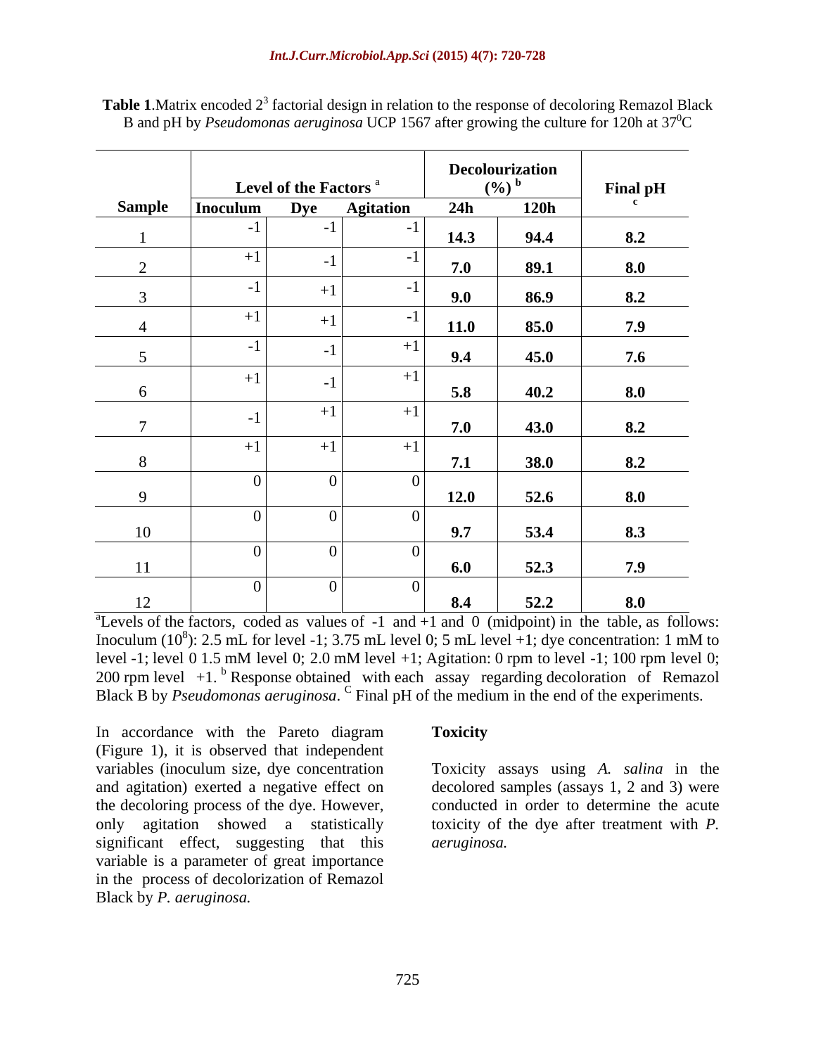**Table 1**.Matrix encoded $2^3$ factorial design in relation to the response of decoloring Remazol Black B and pH by *Pseudomonas aeruginosa* UCP 1567 after growing the culture for 120h at $37^0$C

| Sample | Level of the Factors [a] | | | Decolourization (%) [b] | | Final pH [c] |
|---|---|---|---|---|---|---|
| | Inoculum | Dye | Agitation | 24h | 120h | |
| 1 | -1 | -1 | -1 | **14.3** | **94.4** | **8.2** |
| 2 | +1 | -1 | -1 | **7.0** | **89.1** | **8.0** |
| 3 | -1 | +1 | -1 | **9.0** | **86.9** | **8.2** |
| 4 | +1 | +1 | -1 | **11.0** | **85.0** | **7.9** |
| 5 | -1 | -1 | +1 | **9.4** | **45.0** | **7.6** |
| 6 | +1 | -1 | +1 | **5.8** | **40.2** | **8.0** |
| 7 | -1 | +1 | +1 | **7.0** | **43.0** | **8.2** |
| 8 | +1 | +1 | +1 | **7.1** | **38.0** | **8.2** |
| 9 | 0 | 0 | 0 | **12.0** | **52.6** | **8.0** |
| 10 | 0 | 0 | 0 | **9.7** | **53.4** | **8.3** |
| 11 | 0 | 0 | 0 | **6.0** | **52.3** | **7.9** |
| 12 | 0 | 0 | 0 | **8.4** | **52.2** | **8.0** |

[a]Levels of the factors, coded as values of -1 and +1 and 0 (midpoint) in the table, as follows: Inoculum ($10^8$): 2.5 mL for level -1; 3.75 mL level 0; 5 mL level +1; dye concentration: 1 mM to level -1; level 0 1.5 mM level 0; 2.0 mM level +1; Agitation: 0 rpm to level -1; 100 rpm level 0; 200 rpm level +1. [b] Response obtained with each assay regarding decoloration of Remazol Black B by *Pseudomonas aeruginosa*. [C] Final pH of the medium in the end of the experiments.

In accordance with the Pareto diagram (Figure 1), it is observed that independent variables (inoculum size, dye concentration and agitation) exerted a negative effect on the decoloring process of the dye. However, only agitation showed a statistically significant effect, suggesting that this variable is a parameter of great importance in the process of decolorization of Remazol Black by *P. aeruginosa.*

## Toxicity

Toxicity assays using *A. salina* in the decolored samples (assays 1, 2 and 3) were conducted in order to determine the acute toxicity of the dye after treatment with *P. aeruginosa.*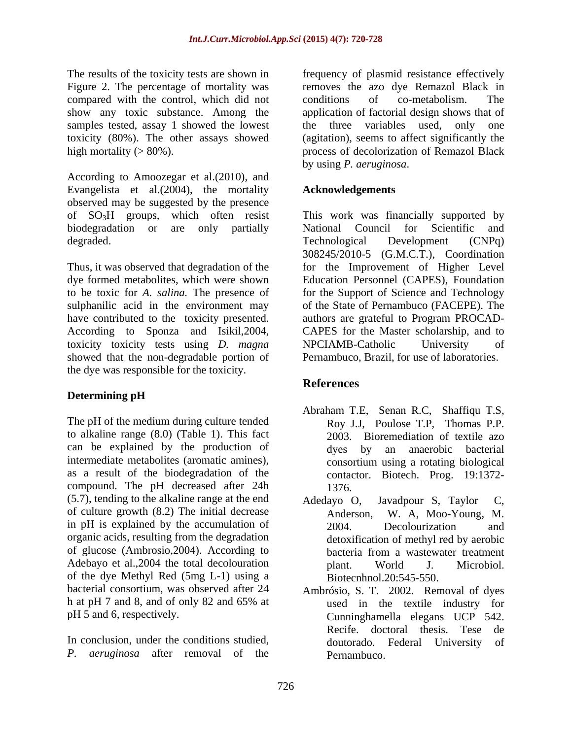The results of the toxicity tests are shown in Figure 2. The percentage of mortality was compared with the control, which did not show any toxic substance. Among the samples tested, assay 1 showed the lowest toxicity (80%). The other assays showed high mortality (> 80%).

According to Amoozegar et al.(2010), and Evangelista et al.(2004), the mortality observed may be suggested by the presence of $SO_3H$ groups, which often resist biodegradation or are only partially degraded.

Thus, it was observed that degradation of the dye formed metabolites, which were shown to be toxic for *A. salina*. The presence of sulphanilic acid in the environment may have contributed to the toxicity presented. According to Sponza and Isikil,2004, toxicity toxicity tests using *D. magna* showed that the non-degradable portion of the dye was responsible for the toxicity.

## Determining pH

The pH of the medium during culture tended to alkaline range (8.0) (Table 1). This fact can be explained by the production of intermediate metabolites (aromatic amines), as a result of the biodegradation of the compound. The pH decreased after 24h (5.7), tending to the alkaline range at the end of culture growth (8.2) The initial decrease in pH is explained by the accumulation of organic acids, resulting from the degradation of glucose (Ambrosio,2004). According to Adebayo et al.,2004 the total decolouration of the dye Methyl Red (5mg L-1) using a bacterial consortium, was observed after 24 h at pH 7 and 8, and of only 82 and 65% at pH 5 and 6, respectively.

In conclusion, under the conditions studied, *P. aeruginosa* after removal of the frequency of plasmid resistance effectively removes the azo dye Remazol Black in conditions of co-metabolism. The application of factorial design shows that of the three variables used, only one (agitation), seems to affect significantly the process of decolorization of Remazol Black by using *P. aeruginosa*.

## Acknowledgements

This work was financially supported by National Council for Scientific and Technological Development (CNPq) 308245/2010-5 (G.M.C.T.), Coordination for the Improvement of Higher Level Education Personnel (CAPES), Foundation for the Support of Science and Technology of the State of Pernambuco (FACEPE). The authors are grateful to Program PROCAD-CAPES for the Master scholarship, and to NPCIAMB-Catholic University of Pernambuco, Brazil, for use of laboratories.

## References

Abraham T.E, Senan R.C, Shaffiqu T.S, Roy J.J, Poulose T.P, Thomas P.P. 2003. Bioremediation of textile azo dyes by an anaerobic bacterial consortium using a rotating biological contactor. Biotech. Prog. 19:1372-1376.

Adedayo O, Javadpour S, Taylor C, Anderson, W. A, Moo-Young, M. 2004. Decolourization and detoxification of methyl red by aerobic bacteria from a wastewater treatment plant. World J. Microbiol. Biotecnhnol.20:545-550.

Ambrósio, S. T. 2002. Removal of dyes used in the textile industry for Cunninghamella elegans UCP 542. Recife. doctoral thesis. Tese de doutorado. Federal University of Pernambuco.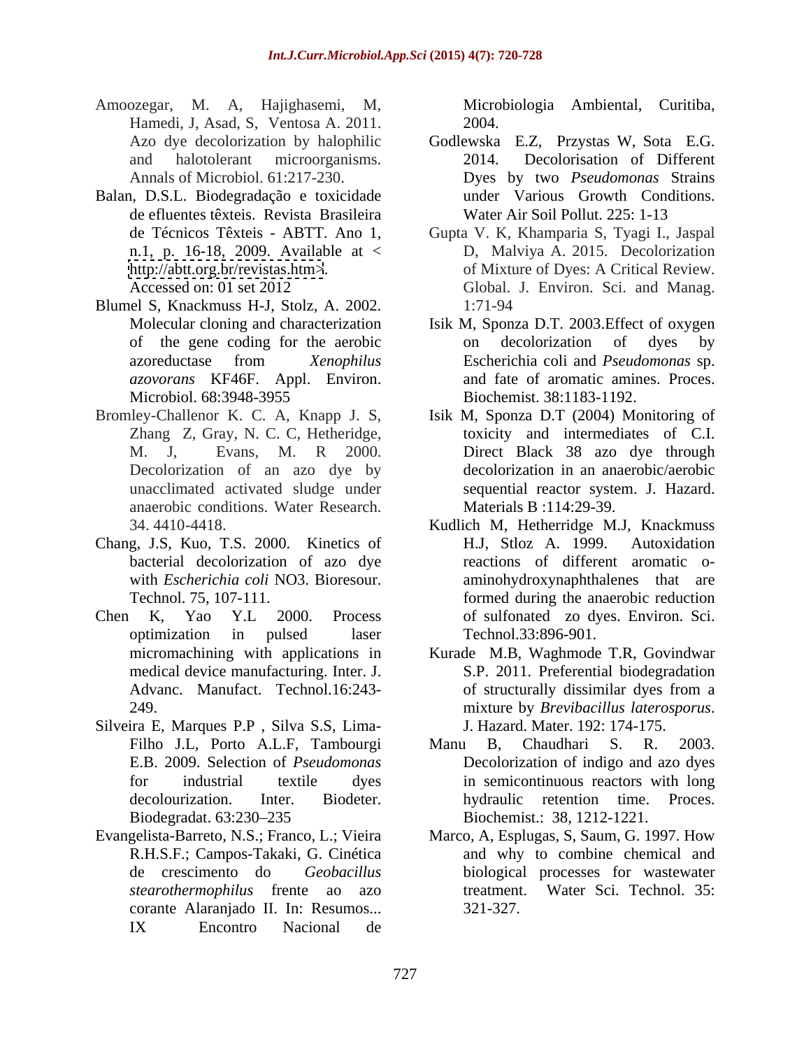Amoozegar, M. A, Hajighasemi, M, Hamedi, J, Asad, S, Ventosa A. 2011. Azo dye decolorization by halophilic and halotolerant microorganisms. Annals of Microbiol. 61:217-230.

Balan, D.S.L. Biodegradação e toxicidade de efluentes têxteis. Revista Brasileira de Técnicos Têxteis - ABTT. Ano 1, n.1, p. 16-18, 2009. Available at < http://abtt.org.br/revistas.htm>. Accessed on: 01 set 2012

Blumel S, Knackmuss H-J, Stolz, A. 2002. Molecular cloning and characterization of the gene coding for the aerobic azoreductase from *Xenophilus azovorans* KF46F. Appl. Environ. Microbiol. 68:3948-3955

Bromley-Challenor K. C. A, Knapp J. S, Zhang Z, Gray, N. C. C, Hetheridge, M. J, Evans, M. R 2000. Decolorization of an azo dye by unacclimated activated sludge under anaerobic conditions. Water Research. 34. 4410-4418.

Chang, J.S, Kuo, T.S. 2000. Kinetics of bacterial decolorization of azo dye with *Escherichia coli* NO3. Bioresour. Technol. 75, 107-111.

Chen K, Yao Y.L 2000. Process optimization in pulsed laser micromachining with applications in medical device manufacturing. Inter. J. Advanc. Manufact. Technol.16:243-249.

Silveira E, Marques P.P , Silva S.S, Lima-Filho J.L, Porto A.L.F, Tambourgi E.B. 2009. Selection of *Pseudomonas* for industrial textile dyes decolourization. Inter. Biodeter. Biodegradat. 63:230–235

Evangelista-Barreto, N.S.; Franco, L.; Vieira R.H.S.F.; Campos-Takaki, G. Cinética de crescimento do *Geobacillus stearothermophilus* frente ao azo corante Alaranjado II. In: Resumos... IX Encontro Nacional de Microbiologia Ambiental, Curitiba, 2004.

Godlewska E.Z, Przystas W, Sota E.G. 2014. Decolorisation of Different Dyes by two *Pseudomonas* Strains under Various Growth Conditions. Water Air Soil Pollut. 225: 1-13

Gupta V. K, Khamparia S, Tyagi I., Jaspal D, Malviya A. 2015. Decolorization of Mixture of Dyes: A Critical Review. Global. J. Environ. Sci. and Manag. 1:71-94

Isik M, Sponza D.T. 2003.Effect of oxygen on decolorization of dyes by Escherichia coli and *Pseudomonas* sp. and fate of aromatic amines. Proces. Biochemist. 38:1183-1192.

Isik M, Sponza D.T (2004) Monitoring of toxicity and intermediates of C.I. Direct Black 38 azo dye through decolorization in an anaerobic/aerobic sequential reactor system. J. Hazard. Materials B :114:29-39.

Kudlich M, Hetherridge M.J, Knackmuss H.J, Stloz A. 1999. Autoxidation reactions of different aromatic o-aminohydroxynaphthalenes that are formed during the anaerobic reduction of sulfonated zo dyes. Environ. Sci. Technol.33:896-901.

Kurade M.B, Waghmode T.R, Govindwar S.P. 2011. Preferential biodegradation of structurally dissimilar dyes from a mixture by *Brevibacillus laterosporus*. J. Hazard. Mater. 192: 174-175.

Manu B, Chaudhari S. R. 2003. Decolorization of indigo and azo dyes in semicontinuous reactors with long hydraulic retention time. Proces. Biochemist.: 38, 1212-1221.

Marco, A, Esplugas, S, Saum, G. 1997. How and why to combine chemical and biological processes for wastewater treatment. Water Sci. Technol. 35: 321-327.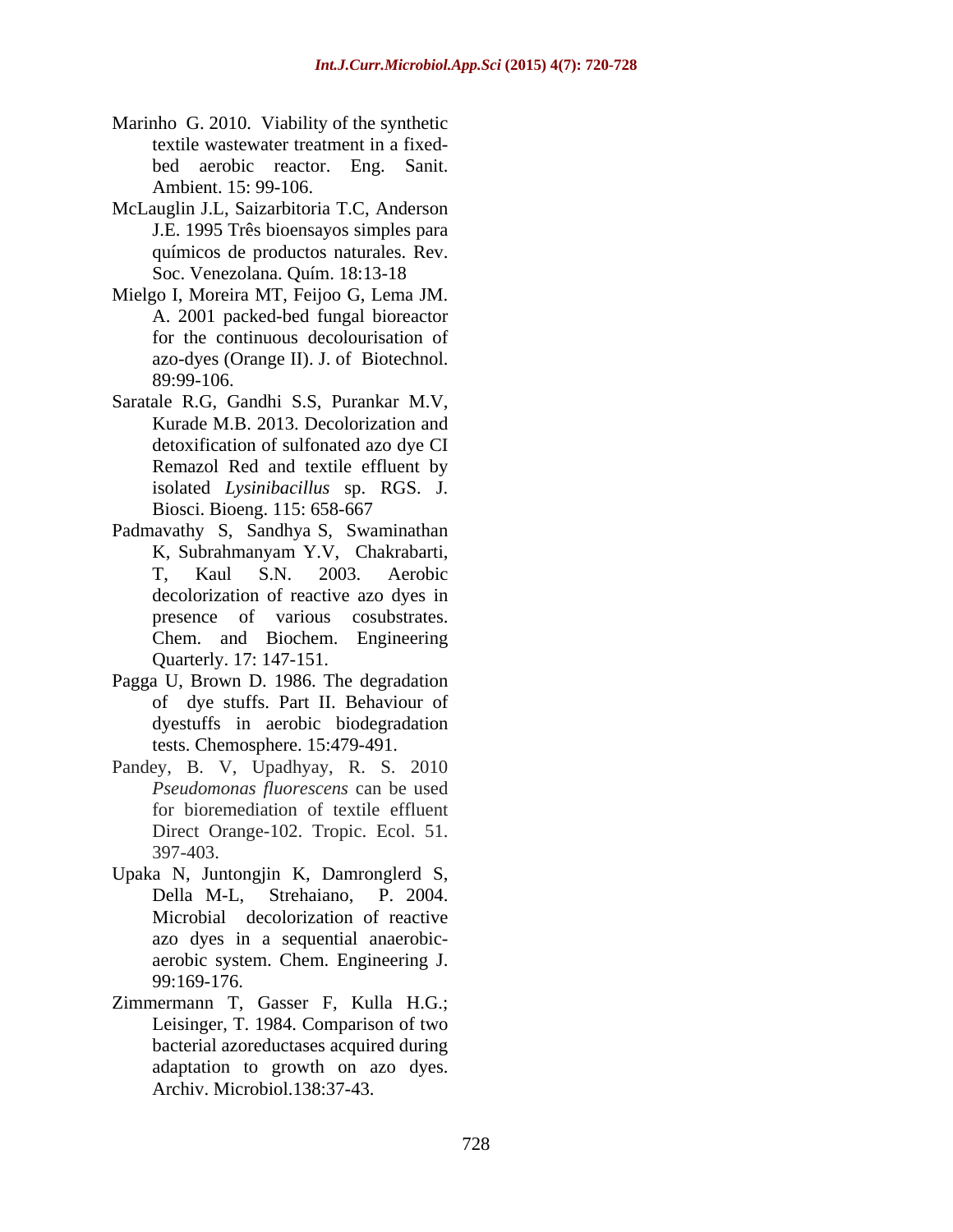Marinho G. 2010. Viability of the synthetic textile wastewater treatment in a fixed-bed aerobic reactor. Eng. Sanit. Ambient. 15: 99-106.

McLauglin J.L, Saizarbitoria T.C, Anderson J.E. 1995 Três bioensayos simples para químicos de productos naturales. Rev. Soc. Venezolana. Quím. 18:13-18

Mielgo I, Moreira MT, Feijoo G, Lema JM. A. 2001 packed-bed fungal bioreactor for the continuous decolourisation of azo-dyes (Orange II). J. of Biotechnol. 89:99-106.

Saratale R.G, Gandhi S.S, Purankar M.V, Kurade M.B. 2013. Decolorization and detoxification of sulfonated azo dye CI Remazol Red and textile effluent by isolated *Lysinibacillus* sp. RGS. J. Biosci. Bioeng. 115: 658-667

Padmavathy S, Sandhya S, Swaminathan K, Subrahmanyam Y.V, Chakrabarti, T, Kaul S.N. 2003. Aerobic decolorization of reactive azo dyes in presence of various cosubstrates. Chem. and Biochem. Engineering Quarterly. 17: 147-151.

Pagga U, Brown D. 1986. The degradation of dye stuffs. Part II. Behaviour of dyestuffs in aerobic biodegradation tests. Chemosphere. 15:479-491.

Pandey, B. V, Upadhyay, R. S. 2010 *Pseudomonas fluorescens* can be used for bioremediation of textile effluent Direct Orange-102. Tropic. Ecol. 51. 397-403.

Upaka N, Juntongjin K, Damronglerd S, Della M-L, Strehaiano, P. 2004. Microbial decolorization of reactive azo dyes in a sequential anaerobic-aerobic system. Chem. Engineering J. 99:169-176.

Zimmermann T, Gasser F, Kulla H.G.; Leisinger, T. 1984. Comparison of two bacterial azoreductases acquired during adaptation to growth on azo dyes. Archiv. Microbiol.138:37-43.